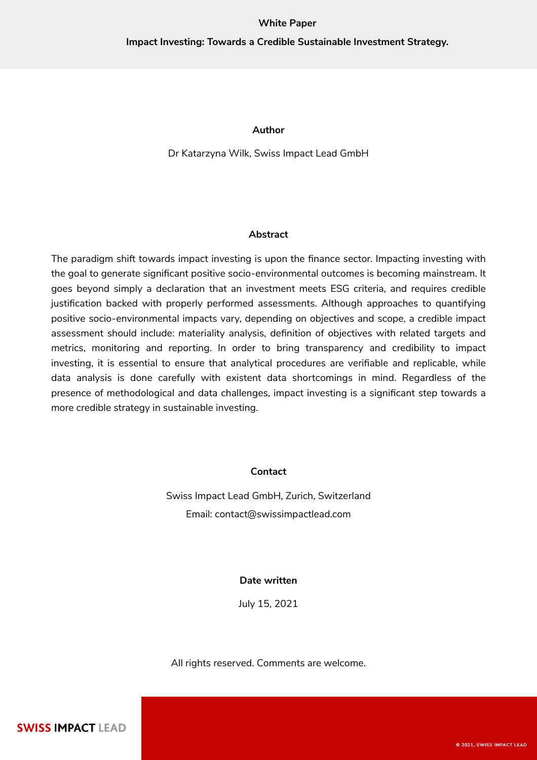**White Paper**

# Impact Investing: Towards a Credible Sustainable Investment Strategy.

**Author**

Dr Katarzyna Wilk, Swiss Impact Lead GmbH

**Abstract**

The paradigm shift towards impact investing is upon the finance sector. Impacting investing with the goal to generate significant positive socio-environmental outcomes is becoming mainstream. It goes beyond simply a declaration that an investment meets ESG criteria, and requires credible justification backed with properly performed assessments. Although approaches to quantifying positive socio-environmental impacts vary, depending on objectives and scope, a credible impact assessment should include: materiality analysis, definition of objectives with related targets and metrics, monitoring and reporting. In order to bring transparency and credibility to impact investing, it is essential to ensure that analytical procedures are verifiable and replicable, while data analysis is done carefully with existent data shortcomings in mind. Regardless of the presence of methodological and data challenges, impact investing is a significant step towards a more credible strategy in sustainable investing.

**Contact**

Swiss Impact Lead GmbH, Zurich, Switzerland

Email: contact@swissimpactlead.com

**Date written**

July 15, 2021

All rights reserved. Comments are welcome.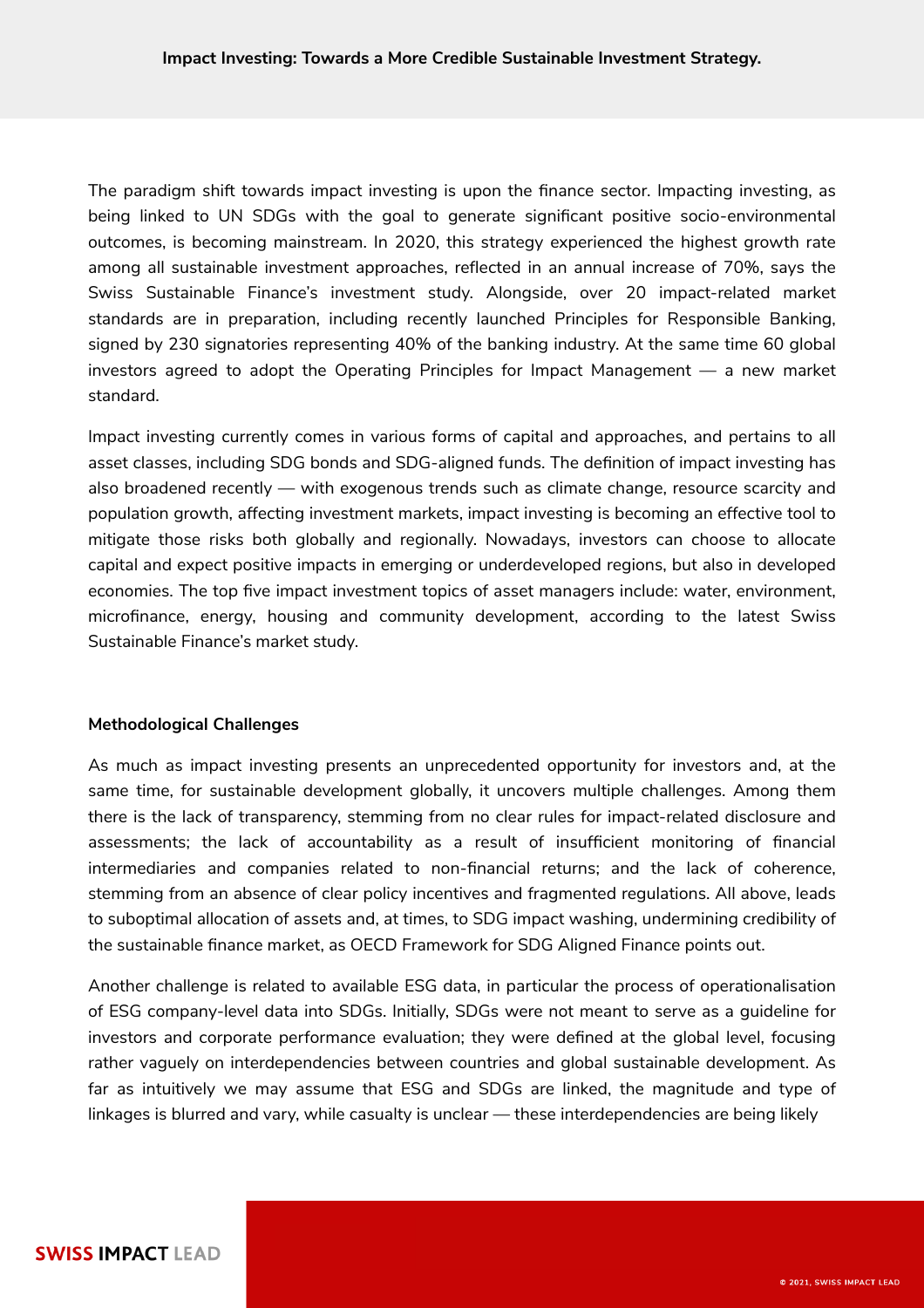The paradigm shift towards impact investing is upon the finance sector. Impacting investing, as being linked to UN SDGs with the goal to generate significant positive socio-environmental outcomes, is becoming mainstream. In 2020, this strategy experienced the highest growth rate among all sustainable investment approaches, reflected in an annual increase of 70%, says the Swiss Sustainable Finance's investment study. Alongside, over 20 impact-related market standards are in preparation, including recently launched Principles for Responsible Banking, signed by 230 signatories representing 40% of the banking industry. At the same time 60 global investors agreed to adopt the Operating Principles for Impact Management — a new market standard.

Impact investing currently comes in various forms of capital and approaches, and pertains to all asset classes, including SDG bonds and SDG-aligned funds. The definition of impact investing has also broadened recently — with exogenous trends such as climate change, resource scarcity and population growth, affecting investment markets, impact investing is becoming an effective tool to mitigate those risks both globally and regionally. Nowadays, investors can choose to allocate capital and expect positive impacts in emerging or underdeveloped regions, but also in developed economies. The top five impact investment topics of asset managers include: water, environment, microfinance, energy, housing and community development, according to the latest Swiss Sustainable Finance's market study.

**Methodological Challenges**

As much as impact investing presents an unprecedented opportunity for investors and, at the same time, for sustainable development globally, it uncovers multiple challenges. Among them there is the lack of transparency, stemming from no clear rules for impact-related disclosure and assessments; the lack of accountability as a result of insufficient monitoring of financial intermediaries and companies related to non-financial returns; and the lack of coherence, stemming from an absence of clear policy incentives and fragmented regulations. All above, leads to suboptimal allocation of assets and, at times, to SDG impact washing, undermining credibility of the sustainable finance market, as OECD Framework for SDG Aligned Finance points out.

Another challenge is related to available ESG data, in particular the process of operationalisation of ESG company-level data into SDGs. Initially, SDGs were not meant to serve as a guideline for investors and corporate performance evaluation; they were defined at the global level, focusing rather vaguely on interdependencies between countries and global sustainable development. As far as intuitively we may assume that ESG and SDGs are linked, the magnitude and type of linkages is blurred and vary, while casualty is unclear — these interdependencies are being likely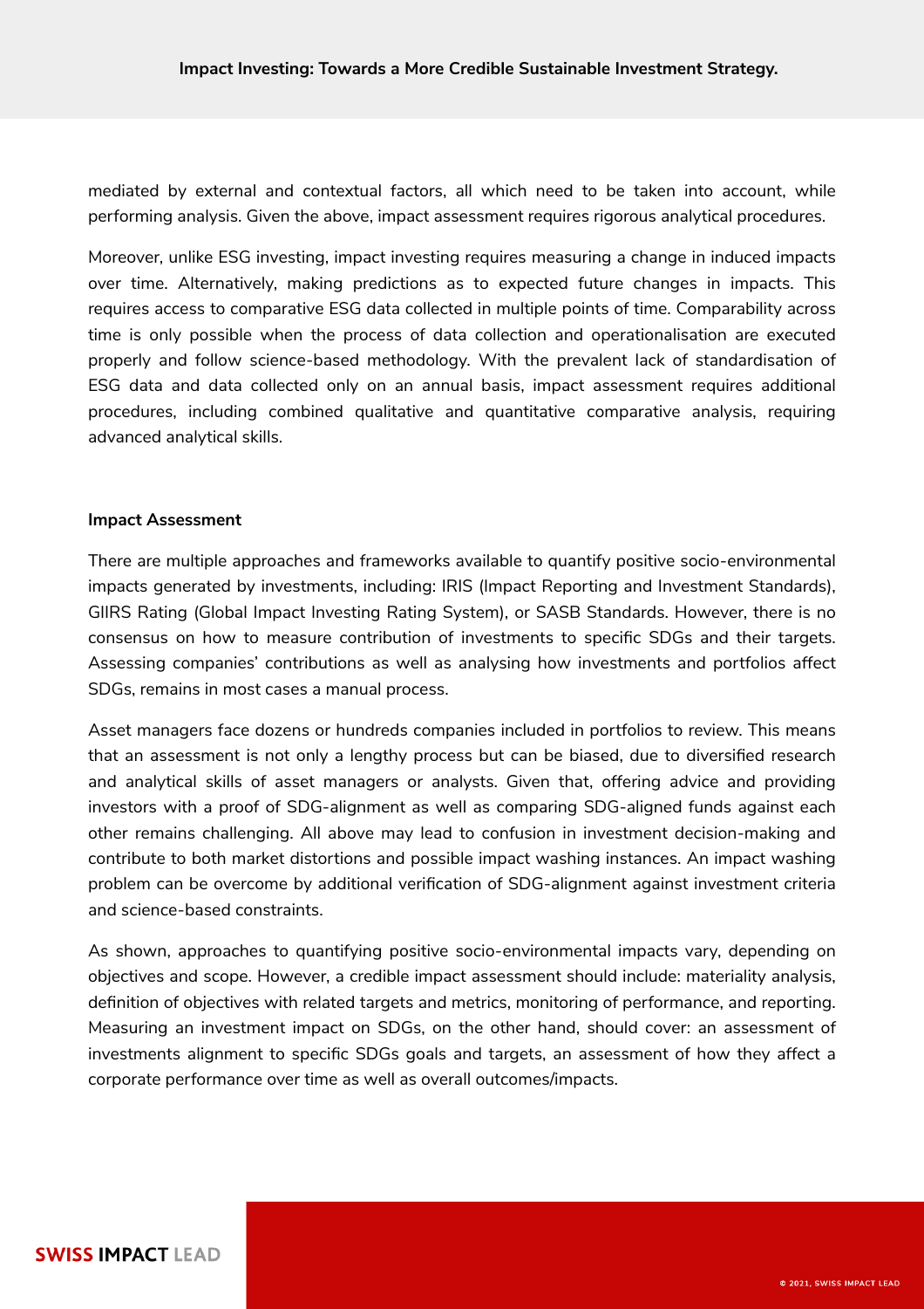mediated by external and contextual factors, all which need to be taken into account, while performing analysis. Given the above, impact assessment requires rigorous analytical procedures.

Moreover, unlike ESG investing, impact investing requires measuring a change in induced impacts over time. Alternatively, making predictions as to expected future changes in impacts. This requires access to comparative ESG data collected in multiple points of time. Comparability across time is only possible when the process of data collection and operationalisation are executed properly and follow science-based methodology. With the prevalent lack of standardisation of ESG data and data collected only on an annual basis, impact assessment requires additional procedures, including combined qualitative and quantitative comparative analysis, requiring advanced analytical skills.

**Impact Assessment**

There are multiple approaches and frameworks available to quantify positive socio-environmental impacts generated by investments, including: IRIS (Impact Reporting and Investment Standards), GIIRS Rating (Global Impact Investing Rating System), or SASB Standards. However, there is no consensus on how to measure contribution of investments to specific SDGs and their targets. Assessing companies' contributions as well as analysing how investments and portfolios affect SDGs, remains in most cases a manual process.

Asset managers face dozens or hundreds companies included in portfolios to review. This means that an assessment is not only a lengthy process but can be biased, due to diversified research and analytical skills of asset managers or analysts. Given that, offering advice and providing investors with a proof of SDG-alignment as well as comparing SDG-aligned funds against each other remains challenging. All above may lead to confusion in investment decision-making and contribute to both market distortions and possible impact washing instances. An impact washing problem can be overcome by additional verification of SDG-alignment against investment criteria and science-based constraints.

As shown, approaches to quantifying positive socio-environmental impacts vary, depending on objectives and scope. However, a credible impact assessment should include: materiality analysis, definition of objectives with related targets and metrics, monitoring of performance, and reporting. Measuring an investment impact on SDGs, on the other hand, should cover: an assessment of investments alignment to specific SDGs goals and targets, an assessment of how they affect a corporate performance over time as well as overall outcomes/impacts.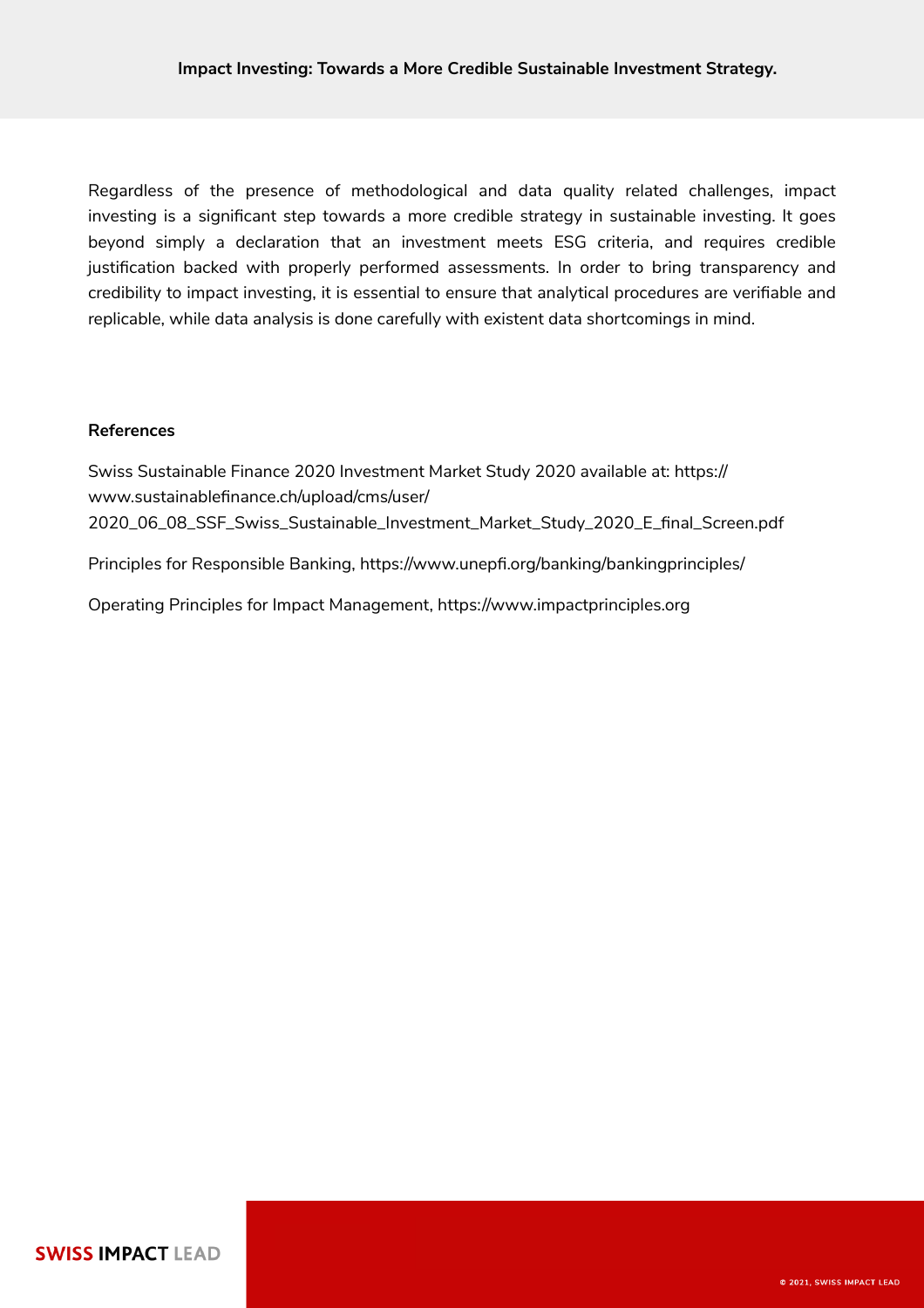Regardless of the presence of methodological and data quality related challenges, impact investing is a significant step towards a more credible strategy in sustainable investing. It goes beyond simply a declaration that an investment meets ESG criteria, and requires credible justification backed with properly performed assessments. In order to bring transparency and credibility to impact investing, it is essential to ensure that analytical procedures are verifiable and replicable, while data analysis is done carefully with existent data shortcomings in mind.

## References

Swiss Sustainable Finance 2020 Investment Market Study 2020 available at: https://www.sustainablefinance.ch/upload/cms/user/2020_06_08_SSF_Swiss_Sustainable_Investment_Market_Study_2020_E_final_Screen.pdf

Principles for Responsible Banking, https://www.unepfi.org/banking/bankingprinciples/

Operating Principles for Impact Management, https://www.impactprinciples.org